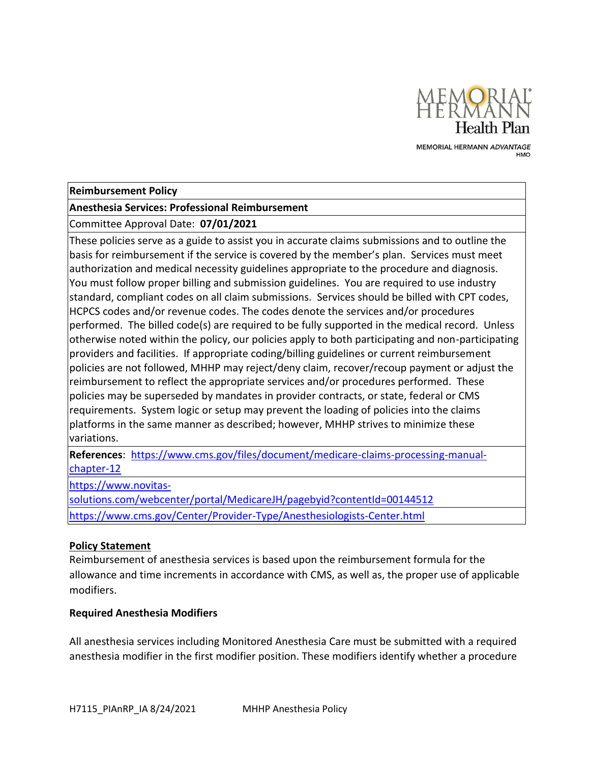MEMORIAL HERMANN Health Plan

MEMORIAL HERMANN *ADVANTAGE* HMO

| **Reimbursement Policy** |
|---|
| **Anesthesia Services: Professional Reimbursement** |
| Committee Approval Date: **07/01/2021** |
| These policies serve as a guide to assist you in accurate claims submissions and to outline the basis for reimbursement if the service is covered by the member's plan. Services must meet authorization and medical necessity guidelines appropriate to the procedure and diagnosis. You must follow proper billing and submission guidelines. You are required to use industry standard, compliant codes on all claim submissions. Services should be billed with CPT codes, HCPCS codes and/or revenue codes. The codes denote the services and/or procedures performed. The billed code(s) are required to be fully supported in the medical record. Unless otherwise noted within the policy, our policies apply to both participating and non-participating providers and facilities. If appropriate coding/billing guidelines or current reimbursement policies are not followed, MHHP may reject/deny claim, recover/recoup payment or adjust the reimbursement to reflect the appropriate services and/or procedures performed. These policies may be superseded by mandates in provider contracts, or state, federal or CMS requirements. System logic or setup may prevent the loading of policies into the claims platforms in the same manner as described; however, MHHP strives to minimize these variations. |
| **References**: https://www.cms.gov/files/document/medicare-claims-processing-manual-chapter-12 |
| https://www.novitas-solutions.com/webcenter/portal/MedicareJH/pagebyid?contentId=00144512 |
| https://www.cms.gov/Center/Provider-Type/Anesthesiologists-Center.html |

## Policy Statement

Reimbursement of anesthesia services is based upon the reimbursement formula for the allowance and time increments in accordance with CMS, as well as, the proper use of applicable modifiers.

### Required Anesthesia Modifiers

All anesthesia services including Monitored Anesthesia Care must be submitted with a required anesthesia modifier in the first modifier position. These modifiers identify whether a procedure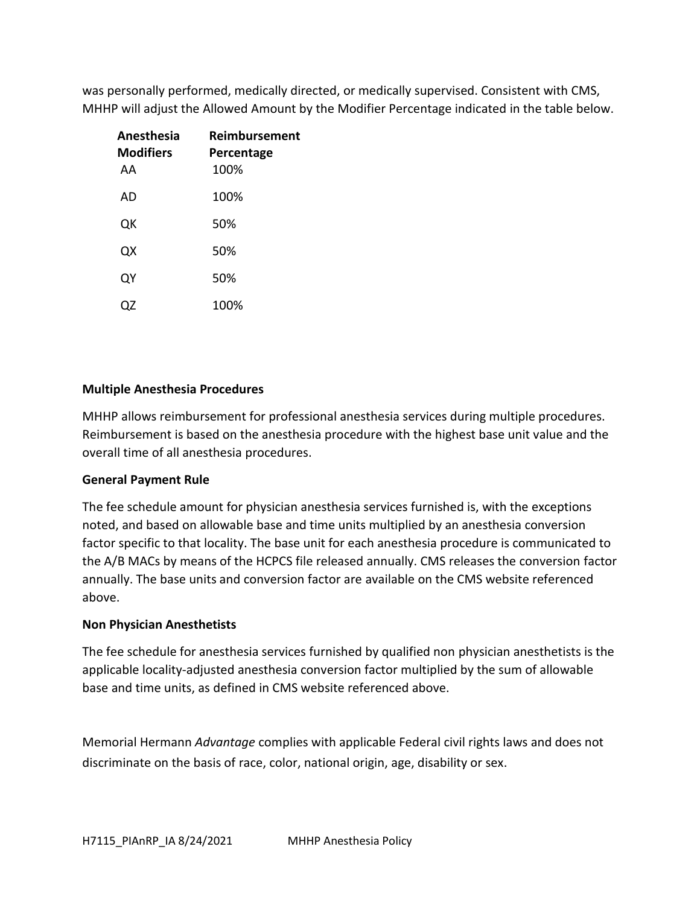was personally performed, medically directed, or medically supervised. Consistent with CMS, MHHP will adjust the Allowed Amount by the Modifier Percentage indicated in the table below.

| Anesthesia Modifiers | Reimbursement Percentage |
|---|---|
| AA | 100% |
| AD | 100% |
| QK | 50% |
| QX | 50% |
| QY | 50% |
| QZ | 100% |

**Multiple Anesthesia Procedures**

MHHP allows reimbursement for professional anesthesia services during multiple procedures. Reimbursement is based on the anesthesia procedure with the highest base unit value and the overall time of all anesthesia procedures.

**General Payment Rule**

The fee schedule amount for physician anesthesia services furnished is, with the exceptions noted, and based on allowable base and time units multiplied by an anesthesia conversion factor specific to that locality. The base unit for each anesthesia procedure is communicated to the A/B MACs by means of the HCPCS file released annually. CMS releases the conversion factor annually. The base units and conversion factor are available on the CMS website referenced above.

**Non Physician Anesthetists**

The fee schedule for anesthesia services furnished by qualified non physician anesthetists is the applicable locality-adjusted anesthesia conversion factor multiplied by the sum of allowable base and time units, as defined in CMS website referenced above.

Memorial Hermann *Advantage* complies with applicable Federal civil rights laws and does not discriminate on the basis of race, color, national origin, age, disability or sex.

H7115_PIAnRP_IA 8/24/2021 MHHP Anesthesia Policy